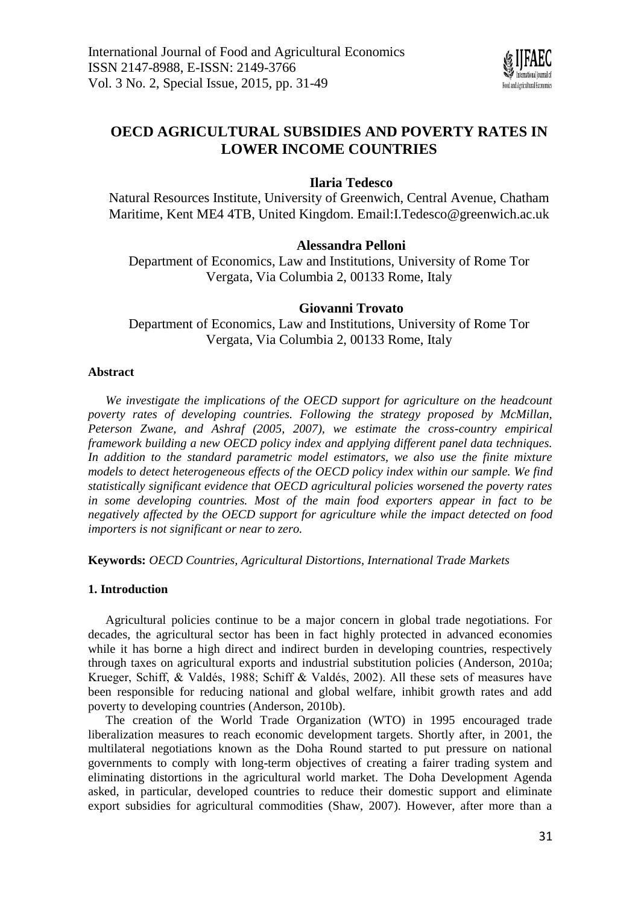# OECD AGRICULTURAL SUBSIDIES AND POVERTY RATES IN LOWER INCOME COUNTRIES

**Ilaria Tedesco**

Natural Resources Institute, University of Greenwich, Central Avenue, Chatham Maritime, Kent ME4 4TB, United Kingdom. Email:I.Tedesco@greenwich.ac.uk

**Alessandra Pelloni**

Department of Economics, Law and Institutions, University of Rome Tor Vergata, Via Columbia 2, 00133 Rome, Italy

**Giovanni Trovato**

Department of Economics, Law and Institutions, University of Rome Tor Vergata, Via Columbia 2, 00133 Rome, Italy

### Abstract

*We investigate the implications of the OECD support for agriculture on the headcount poverty rates of developing countries. Following the strategy proposed by McMillan, Peterson Zwane, and Ashraf (2005, 2007), we estimate the cross-country empirical framework building a new OECD policy index and applying different panel data techniques. In addition to the standard parametric model estimators, we also use the finite mixture models to detect heterogeneous effects of the OECD policy index within our sample. We find statistically significant evidence that OECD agricultural policies worsened the poverty rates in some developing countries. Most of the main food exporters appear in fact to be negatively affected by the OECD support for agriculture while the impact detected on food importers is not significant or near to zero.*

**Keywords:** *OECD Countries, Agricultural Distortions, International Trade Markets*

## 1. Introduction

Agricultural policies continue to be a major concern in global trade negotiations. For decades, the agricultural sector has been in fact highly protected in advanced economies while it has borne a high direct and indirect burden in developing countries, respectively through taxes on agricultural exports and industrial substitution policies (Anderson, 2010a; Krueger, Schiff, & Valdés, 1988; Schiff & Valdés, 2002). All these sets of measures have been responsible for reducing national and global welfare, inhibit growth rates and add poverty to developing countries (Anderson, 2010b).

The creation of the World Trade Organization (WTO) in 1995 encouraged trade liberalization measures to reach economic development targets. Shortly after, in 2001, the multilateral negotiations known as the Doha Round started to put pressure on national governments to comply with long-term objectives of creating a fairer trading system and eliminating distortions in the agricultural world market. The Doha Development Agenda asked, in particular, developed countries to reduce their domestic support and eliminate export subsidies for agricultural commodities (Shaw, 2007). However, after more than a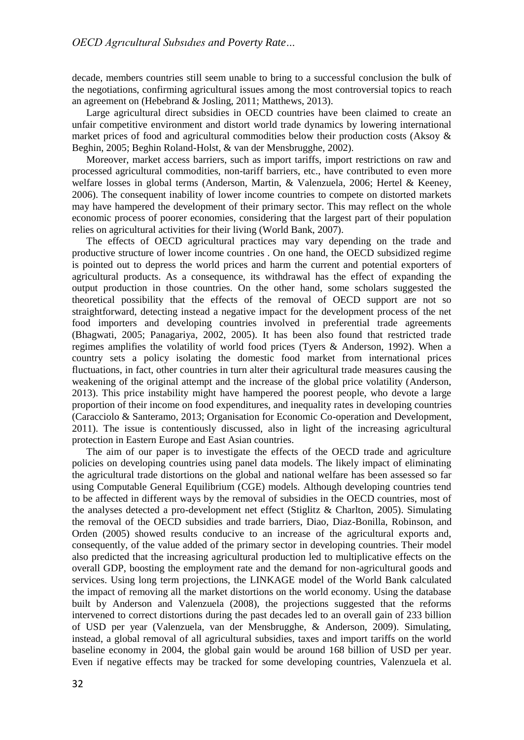decade, members countries still seem unable to bring to a successful conclusion the bulk of the negotiations, confirming agricultural issues among the most controversial topics to reach an agreement on (Hebebrand & Josling, 2011; Matthews, 2013).

Large agricultural direct subsidies in OECD countries have been claimed to create an unfair competitive environment and distort world trade dynamics by lowering international market prices of food and agricultural commodities below their production costs (Aksoy & Beghin, 2005; Beghin Roland-Holst, & van der Mensbrugghe, 2002).

Moreover, market access barriers, such as import tariffs, import restrictions on raw and processed agricultural commodities, non-tariff barriers, etc., have contributed to even more welfare losses in global terms (Anderson, Martin, & Valenzuela, 2006; Hertel & Keeney, 2006). The consequent inability of lower income countries to compete on distorted markets may have hampered the development of their primary sector. This may reflect on the whole economic process of poorer economies, considering that the largest part of their population relies on agricultural activities for their living (World Bank, 2007).

The effects of OECD agricultural practices may vary depending on the trade and productive structure of lower income countries . On one hand, the OECD subsidized regime is pointed out to depress the world prices and harm the current and potential exporters of agricultural products. As a consequence, its withdrawal has the effect of expanding the output production in those countries. On the other hand, some scholars suggested the theoretical possibility that the effects of the removal of OECD support are not so straightforward, detecting instead a negative impact for the development process of the net food importers and developing countries involved in preferential trade agreements (Bhagwati, 2005; Panagariya, 2002, 2005). It has been also found that restricted trade regimes amplifies the volatility of world food prices (Tyers & Anderson, 1992). When a country sets a policy isolating the domestic food market from international prices fluctuations, in fact, other countries in turn alter their agricultural trade measures causing the weakening of the original attempt and the increase of the global price volatility (Anderson, 2013). This price instability might have hampered the poorest people, who devote a large proportion of their income on food expenditures, and inequality rates in developing countries (Caracciolo & Santeramo, 2013; Organisation for Economic Co-operation and Development, 2011). The issue is contentiously discussed, also in light of the increasing agricultural protection in Eastern Europe and East Asian countries.

The aim of our paper is to investigate the effects of the OECD trade and agriculture policies on developing countries using panel data models. The likely impact of eliminating the agricultural trade distortions on the global and national welfare has been assessed so far using Computable General Equilibrium (CGE) models. Although developing countries tend to be affected in different ways by the removal of subsidies in the OECD countries, most of the analyses detected a pro-development net effect (Stiglitz & Charlton, 2005). Simulating the removal of the OECD subsidies and trade barriers, Diao, Diaz-Bonilla, Robinson, and Orden (2005) showed results conducive to an increase of the agricultural exports and, consequently, of the value added of the primary sector in developing countries. Their model also predicted that the increasing agricultural production led to multiplicative effects on the overall GDP, boosting the employment rate and the demand for non-agricultural goods and services. Using long term projections, the LINKAGE model of the World Bank calculated the impact of removing all the market distortions on the world economy. Using the database built by Anderson and Valenzuela (2008), the projections suggested that the reforms intervened to correct distortions during the past decades led to an overall gain of 233 billion of USD per year (Valenzuela, van der Mensbrugghe, & Anderson, 2009). Simulating, instead, a global removal of all agricultural subsidies, taxes and import tariffs on the world baseline economy in 2004, the global gain would be around 168 billion of USD per year. Even if negative effects may be tracked for some developing countries, Valenzuela et al.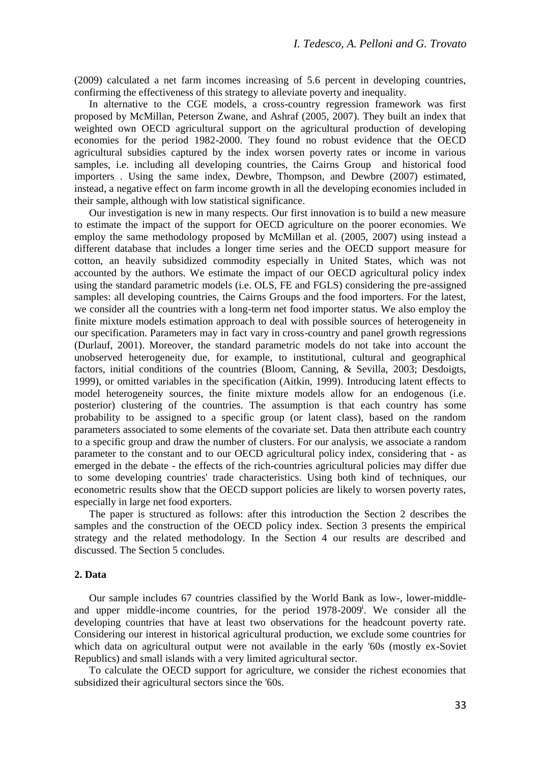(2009) calculated a net farm incomes increasing of 5.6 percent in developing countries, confirming the effectiveness of this strategy to alleviate poverty and inequality.

In alternative to the CGE models, a cross-country regression framework was first proposed by McMillan, Peterson Zwane, and Ashraf (2005, 2007). They built an index that weighted own OECD agricultural support on the agricultural production of developing economies for the period 1982-2000. They found no robust evidence that the OECD agricultural subsidies captured by the index worsen poverty rates or income in various samples, i.e. including all developing countries, the Cairns Group and historical food importers . Using the same index, Dewbre, Thompson, and Dewbre (2007) estimated, instead, a negative effect on farm income growth in all the developing economies included in their sample, although with low statistical significance.

Our investigation is new in many respects. Our first innovation is to build a new measure to estimate the impact of the support for OECD agriculture on the poorer economies. We employ the same methodology proposed by McMillan et al. (2005, 2007) using instead a different database that includes a longer time series and the OECD support measure for cotton, an heavily subsidized commodity especially in United States, which was not accounted by the authors. We estimate the impact of our OECD agricultural policy index using the standard parametric models (i.e. OLS, FE and FGLS) considering the pre-assigned samples: all developing countries, the Cairns Groups and the food importers. For the latest, we consider all the countries with a long-term net food importer status. We also employ the finite mixture models estimation approach to deal with possible sources of heterogeneity in our specification. Parameters may in fact vary in cross-country and panel growth regressions (Durlauf, 2001). Moreover, the standard parametric models do not take into account the unobserved heterogeneity due, for example, to institutional, cultural and geographical factors, initial conditions of the countries (Bloom, Canning, & Sevilla, 2003; Desdoigts, 1999), or omitted variables in the specification (Aitkin, 1999). Introducing latent effects to model heterogeneity sources, the finite mixture models allow for an endogenous (i.e. posterior) clustering of the countries. The assumption is that each country has some probability to be assigned to a specific group (or latent class), based on the random parameters associated to some elements of the covariate set. Data then attribute each country to a specific group and draw the number of clusters. For our analysis, we associate a random parameter to the constant and to our OECD agricultural policy index, considering that - as emerged in the debate - the effects of the rich-countries agricultural policies may differ due to some developing countries' trade characteristics. Using both kind of techniques, our econometric results show that the OECD support policies are likely to worsen poverty rates, especially in large net food exporters.

The paper is structured as follows: after this introduction the Section 2 describes the samples and the construction of the OECD policy index. Section 3 presents the empirical strategy and the related methodology. In the Section 4 our results are described and discussed. The Section 5 concludes.

## 2. Data

Our sample includes 67 countries classified by the World Bank as low-, lower-middle- and upper middle-income countries, for the period 1978-2009[i]. We consider all the developing countries that have at least two observations for the headcount poverty rate. Considering our interest in historical agricultural production, we exclude some countries for which data on agricultural output were not available in the early '60s (mostly ex-Soviet Republics) and small islands with a very limited agricultural sector.

To calculate the OECD support for agriculture, we consider the richest economies that subsidized their agricultural sectors since the '60s.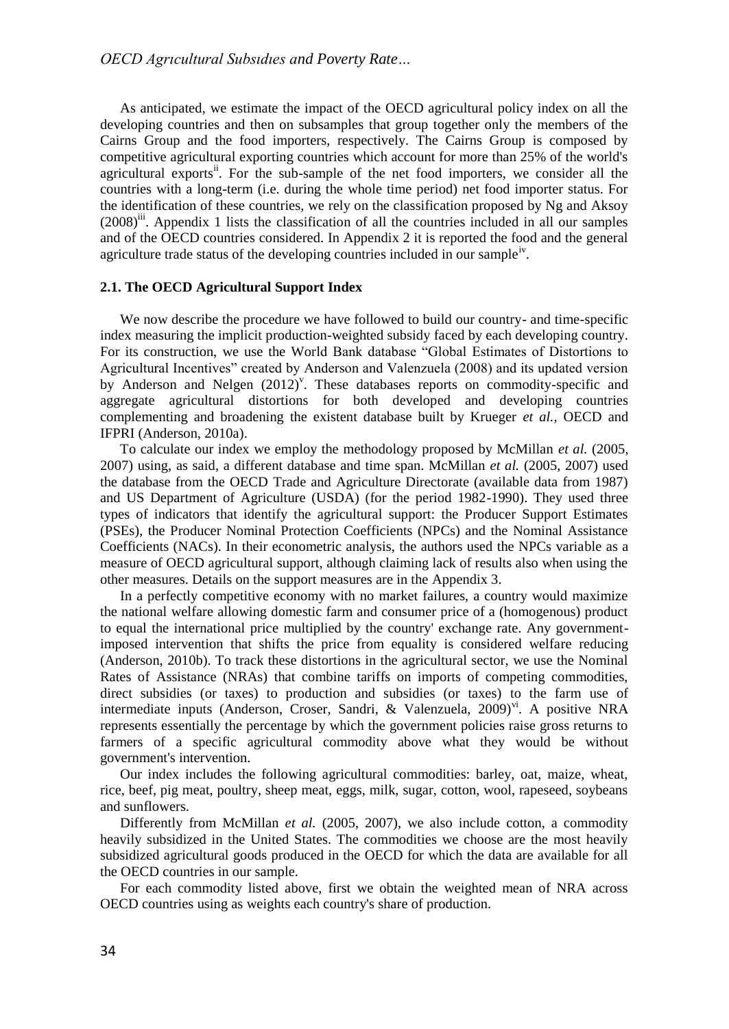As anticipated, we estimate the impact of the OECD agricultural policy index on all the developing countries and then on subsamples that group together only the members of the Cairns Group and the food importers, respectively. The Cairns Group is composed by competitive agricultural exporting countries which account for more than 25% of the world's agricultural exports[ii]. For the sub-sample of the net food importers, we consider all the countries with a long-term (i.e. during the whole time period) net food importer status. For the identification of these countries, we rely on the classification proposed by Ng and Aksoy (2008)[iii]. Appendix 1 lists the classification of all the countries included in all our samples and of the OECD countries considered. In Appendix 2 it is reported the food and the general agriculture trade status of the developing countries included in our sample[iv].

### 2.1. The OECD Agricultural Support Index

We now describe the procedure we have followed to build our country- and time-specific index measuring the implicit production-weighted subsidy faced by each developing country. For its construction, we use the World Bank database "Global Estimates of Distortions to Agricultural Incentives" created by Anderson and Valenzuela (2008) and its updated version by Anderson and Nelgen (2012)[v]. These databases reports on commodity-specific and aggregate agricultural distortions for both developed and developing countries complementing and broadening the existent database built by Krueger *et al.*, OECD and IFPRI (Anderson, 2010a).

To calculate our index we employ the methodology proposed by McMillan *et al.* (2005, 2007) using, as said, a different database and time span. McMillan *et al.* (2005, 2007) used the database from the OECD Trade and Agriculture Directorate (available data from 1987) and US Department of Agriculture (USDA) (for the period 1982-1990). They used three types of indicators that identify the agricultural support: the Producer Support Estimates (PSEs), the Producer Nominal Protection Coefficients (NPCs) and the Nominal Assistance Coefficients (NACs). In their econometric analysis, the authors used the NPCs variable as a measure of OECD agricultural support, although claiming lack of results also when using the other measures. Details on the support measures are in the Appendix 3.

In a perfectly competitive economy with no market failures, a country would maximize the national welfare allowing domestic farm and consumer price of a (homogenous) product to equal the international price multiplied by the country' exchange rate. Any government-imposed intervention that shifts the price from equality is considered welfare reducing (Anderson, 2010b). To track these distortions in the agricultural sector, we use the Nominal Rates of Assistance (NRAs) that combine tariffs on imports of competing commodities, direct subsidies (or taxes) to production and subsidies (or taxes) to the farm use of intermediate inputs (Anderson, Croser, Sandri, & Valenzuela, 2009)[vi]. A positive NRA represents essentially the percentage by which the government policies raise gross returns to farmers of a specific agricultural commodity above what they would be without government's intervention.

Our index includes the following agricultural commodities: barley, oat, maize, wheat, rice, beef, pig meat, poultry, sheep meat, eggs, milk, sugar, cotton, wool, rapeseed, soybeans and sunflowers.

Differently from McMillan *et al.* (2005, 2007), we also include cotton, a commodity heavily subsidized in the United States. The commodities we choose are the most heavily subsidized agricultural goods produced in the OECD for which the data are available for all the OECD countries in our sample.

For each commodity listed above, first we obtain the weighted mean of NRA across OECD countries using as weights each country's share of production.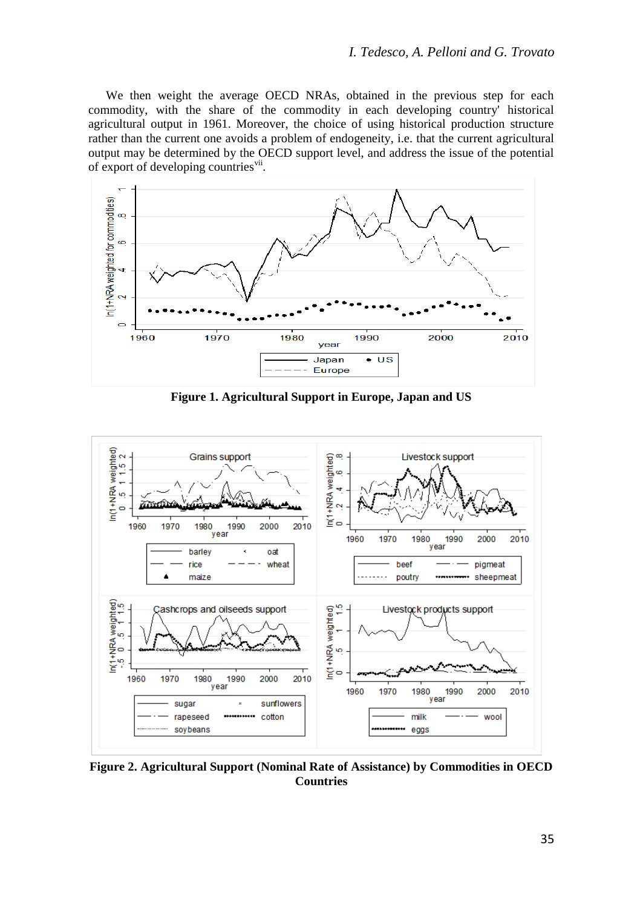We then weight the average OECD NRAs, obtained in the previous step for each commodity, with the share of the commodity in each developing country' historical agricultural output in 1961. Moreover, the choice of using historical production structure rather than the current one avoids a problem of endogeneity, i.e. that the current agricultural output may be determined by the OECD support level, and address the issue of the potential of export of developing countries[vii].

**Figure 1. Agricultural Support in Europe, Japan and US**

**Figure 2. Agricultural Support (Nominal Rate of Assistance) by Commodities in OECD Countries**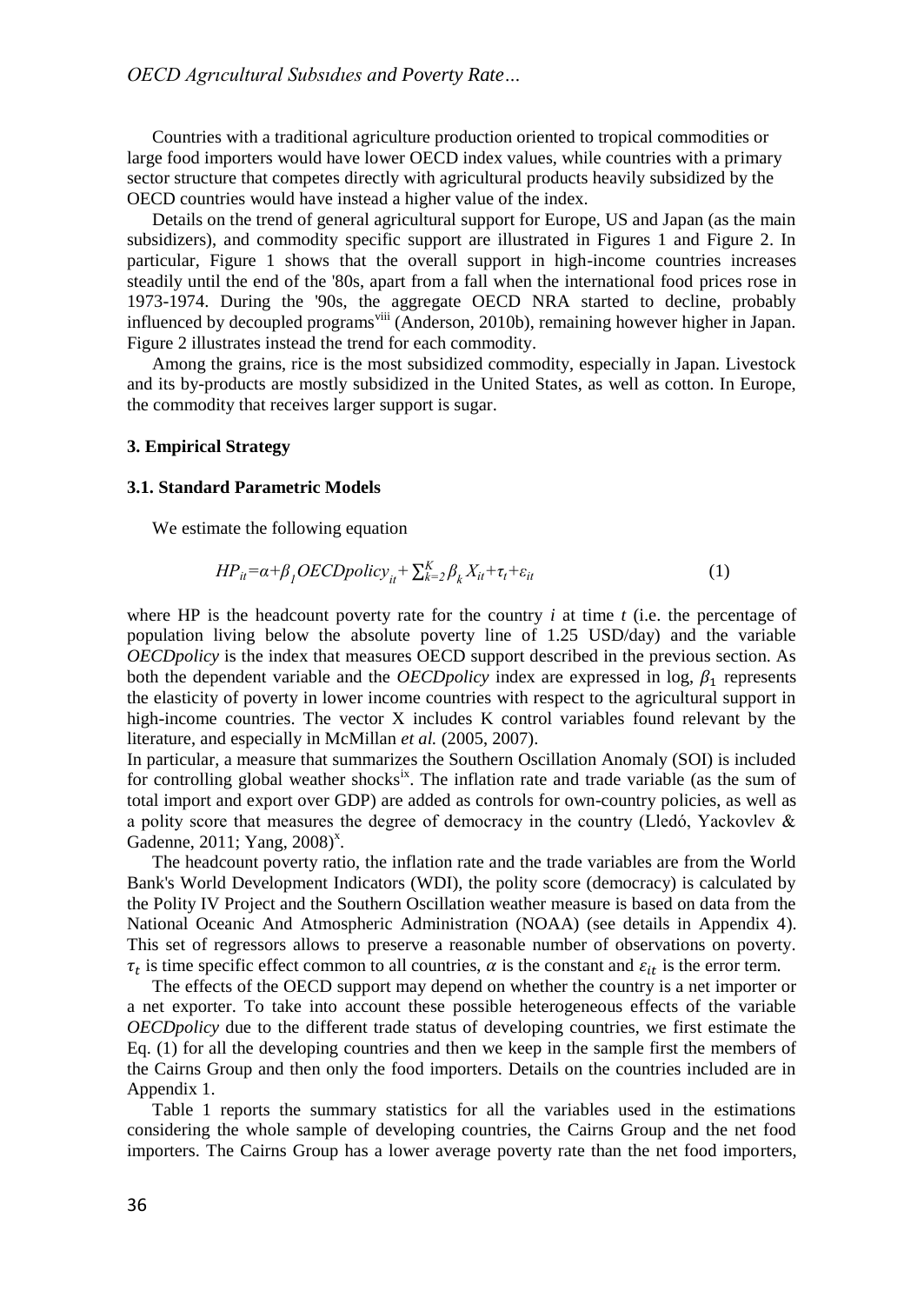Countries with a traditional agriculture production oriented to tropical commodities or large food importers would have lower OECD index values, while countries with a primary sector structure that competes directly with agricultural products heavily subsidized by the OECD countries would have instead a higher value of the index.

Details on the trend of general agricultural support for Europe, US and Japan (as the main subsidizers), and commodity specific support are illustrated in Figures 1 and Figure 2. In particular, Figure 1 shows that the overall support in high-income countries increases steadily until the end of the '80s, apart from a fall when the international food prices rose in 1973-1974. During the '90s, the aggregate OECD NRA started to decline, probably influenced by decoupled programs[viii] (Anderson, 2010b), remaining however higher in Japan. Figure 2 illustrates instead the trend for each commodity.

Among the grains, rice is the most subsidized commodity, especially in Japan. Livestock and its by-products are mostly subsidized in the United States, as well as cotton. In Europe, the commodity that receives larger support is sugar.

### 3. Empirical Strategy

#### 3.1. Standard Parametric Models

We estimate the following equation

$$HP_{it}=\alpha+\beta_1 OECDpolicy_{it}+\sum_{k=2}^{K}\beta_k X_{it}+\tau_t+\varepsilon_{it} \quad (1)$$

where HP is the headcount poverty rate for the country $i$ at time $t$ (i.e. the percentage of population living below the absolute poverty line of 1.25 USD/day) and the variable *OECDpolicy* is the index that measures OECD support described in the previous section. As both the dependent variable and the *OECDpolicy* index are expressed in log, $\beta_1$ represents the elasticity of poverty in lower income countries with respect to the agricultural support in high-income countries. The vector X includes K control variables found relevant by the literature, and especially in McMillan *et al.* (2005, 2007).

In particular, a measure that summarizes the Southern Oscillation Anomaly (SOI) is included for controlling global weather shocks[ix]. The inflation rate and trade variable (as the sum of total import and export over GDP) are added as controls for own-country policies, as well as a polity score that measures the degree of democracy in the country (Lledó, Yackovlev & Gadenne, 2011; Yang, 2008)[x].

The headcount poverty ratio, the inflation rate and the trade variables are from the World Bank's World Development Indicators (WDI), the polity score (democracy) is calculated by the Polity IV Project and the Southern Oscillation weather measure is based on data from the National Oceanic And Atmospheric Administration (NOAA) (see details in Appendix 4). This set of regressors allows to preserve a reasonable number of observations on poverty. $\tau_t$ is time specific effect common to all countries, $\alpha$ is the constant and $\varepsilon_{it}$ is the error term.

The effects of the OECD support may depend on whether the country is a net importer or a net exporter. To take into account these possible heterogeneous effects of the variable *OECDpolicy* due to the different trade status of developing countries, we first estimate the Eq. (1) for all the developing countries and then we keep in the sample first the members of the Cairns Group and then only the food importers. Details on the countries included are in Appendix 1.

Table 1 reports the summary statistics for all the variables used in the estimations considering the whole sample of developing countries, the Cairns Group and the net food importers. The Cairns Group has a lower average poverty rate than the net food importers,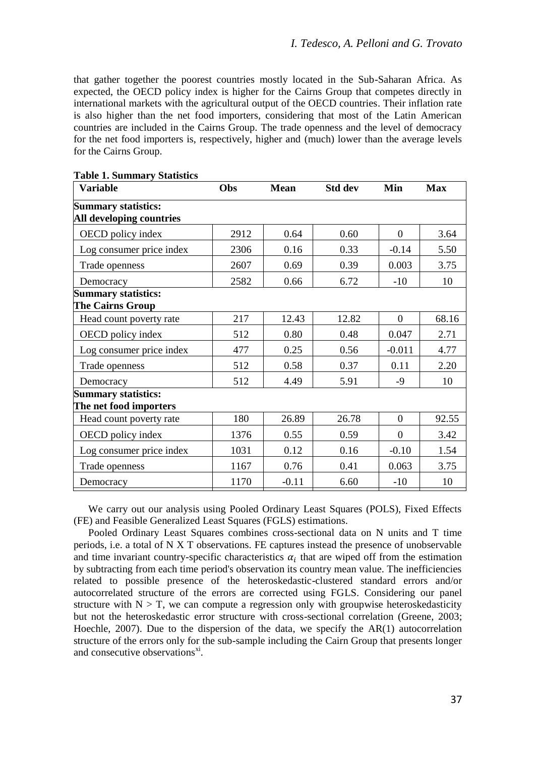that gather together the poorest countries mostly located in the Sub-Saharan Africa. As expected, the OECD policy index is higher for the Cairns Group that competes directly in international markets with the agricultural output of the OECD countries. Their inflation rate is also higher than the net food importers, considering that most of the Latin American countries are included in the Cairns Group. The trade openness and the level of democracy for the net food importers is, respectively, higher and (much) lower than the average levels for the Cairns Group.

**Table 1. Summary Statistics**

| Variable | Obs | Mean | Std dev | Min | Max |
|---|---|---|---|---|---|
| **Summary statistics: All developing countries** | | | | | |
| OECD policy index | 2912 | 0.64 | 0.60 | 0 | 3.64 |
| Log consumer price index | 2306 | 0.16 | 0.33 | -0.14 | 5.50 |
| Trade openness | 2607 | 0.69 | 0.39 | 0.003 | 3.75 |
| Democracy | 2582 | 0.66 | 6.72 | -10 | 10 |
| **Summary statistics: The Cairns Group** | | | | | |
| Head count poverty rate | 217 | 12.43 | 12.82 | 0 | 68.16 |
| OECD policy index | 512 | 0.80 | 0.48 | 0.047 | 2.71 |
| Log consumer price index | 477 | 0.25 | 0.56 | -0.011 | 4.77 |
| Trade openness | 512 | 0.58 | 0.37 | 0.11 | 2.20 |
| Democracy | 512 | 4.49 | 5.91 | -9 | 10 |
| **Summary statistics: The net food importers** | | | | | |
| Head count poverty rate | 180 | 26.89 | 26.78 | 0 | 92.55 |
| OECD policy index | 1376 | 0.55 | 0.59 | 0 | 3.42 |
| Log consumer price index | 1031 | 0.12 | 0.16 | -0.10 | 1.54 |
| Trade openness | 1167 | 0.76 | 0.41 | 0.063 | 3.75 |
| Democracy | 1170 | -0.11 | 6.60 | -10 | 10 |

We carry out our analysis using Pooled Ordinary Least Squares (POLS), Fixed Effects (FE) and Feasible Generalized Least Squares (FGLS) estimations.

Pooled Ordinary Least Squares combines cross-sectional data on N units and T time periods, i.e. a total of N X T observations. FE captures instead the presence of unobservable and time invariant country-specific characteristics $\alpha_i$ that are wiped off from the estimation by subtracting from each time period's observation its country mean value. The inefficiencies related to possible presence of the heteroskedastic-clustered standard errors and/or autocorrelated structure of the errors are corrected using FGLS. Considering our panel structure with $N > T$, we can compute a regression only with groupwise heteroskedasticity but not the heteroskedastic error structure with cross-sectional correlation (Greene, 2003; Hoechle, 2007). Due to the dispersion of the data, we specify the AR(1) autocorrelation structure of the errors only for the sub-sample including the Cairn Group that presents longer and consecutive observations[xi].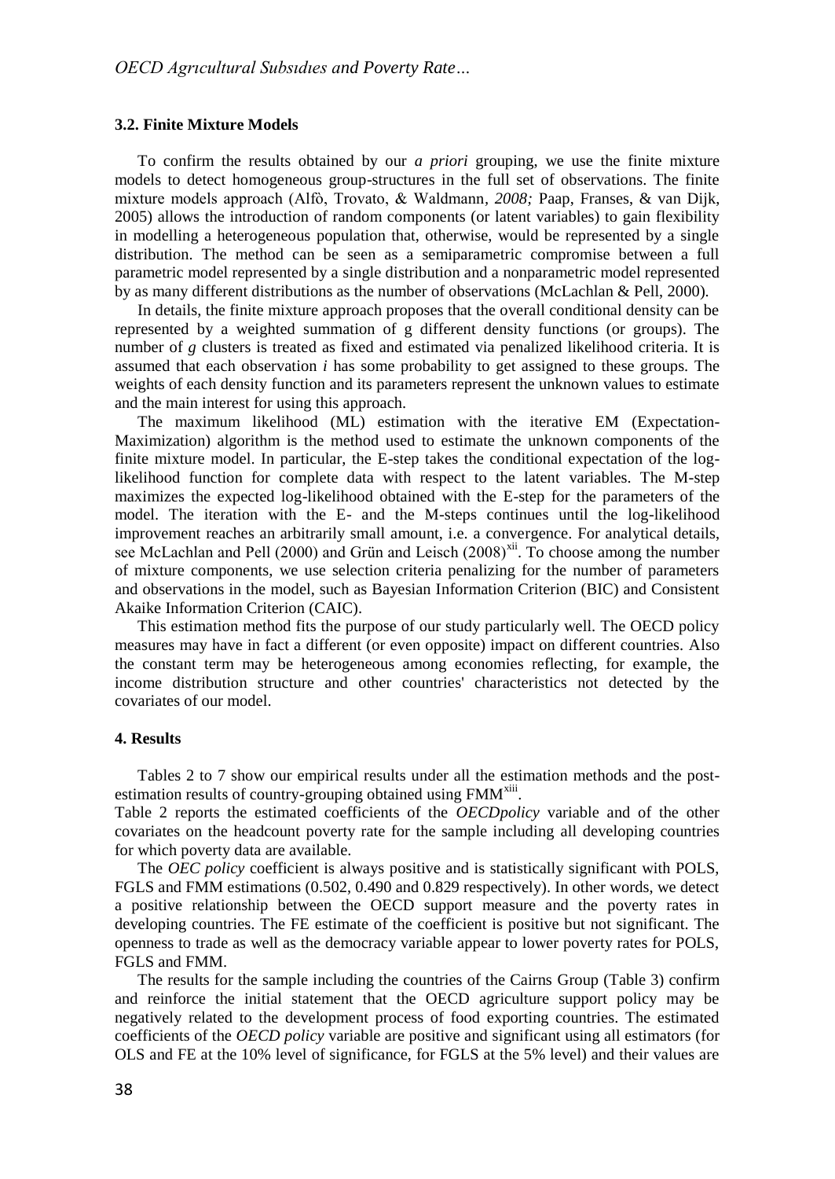### 3.2. Finite Mixture Models

To confirm the results obtained by our *a priori* grouping, we use the finite mixture models to detect homogeneous group-structures in the full set of observations. The finite mixture models approach (Alfò, Trovato, & Waldmann, *2008;* Paap, Franses, & van Dijk, 2005) allows the introduction of random components (or latent variables) to gain flexibility in modelling a heterogeneous population that, otherwise, would be represented by a single distribution. The method can be seen as a semiparametric compromise between a full parametric model represented by a single distribution and a nonparametric model represented by as many different distributions as the number of observations (McLachlan & Pell, 2000).

In details, the finite mixture approach proposes that the overall conditional density can be represented by a weighted summation of g different density functions (or groups). The number of *g* clusters is treated as fixed and estimated via penalized likelihood criteria. It is assumed that each observation *i* has some probability to get assigned to these groups. The weights of each density function and its parameters represent the unknown values to estimate and the main interest for using this approach.

The maximum likelihood (ML) estimation with the iterative EM (Expectation-Maximization) algorithm is the method used to estimate the unknown components of the finite mixture model. In particular, the E-step takes the conditional expectation of the log-likelihood function for complete data with respect to the latent variables. The M-step maximizes the expected log-likelihood obtained with the E-step for the parameters of the model. The iteration with the E- and the M-steps continues until the log-likelihood improvement reaches an arbitrarily small amount, i.e. a convergence. For analytical details, see McLachlan and Pell (2000) and Grün and Leisch (2008)[xii]. To choose among the number of mixture components, we use selection criteria penalizing for the number of parameters and observations in the model, such as Bayesian Information Criterion (BIC) and Consistent Akaike Information Criterion (CAIC).

This estimation method fits the purpose of our study particularly well. The OECD policy measures may have in fact a different (or even opposite) impact on different countries. Also the constant term may be heterogeneous among economies reflecting, for example, the income distribution structure and other countries' characteristics not detected by the covariates of our model.

## 4. Results

Tables 2 to 7 show our empirical results under all the estimation methods and the post-estimation results of country-grouping obtained using FMM[xiii].

Table 2 reports the estimated coefficients of the *OECDpolicy* variable and of the other covariates on the headcount poverty rate for the sample including all developing countries for which poverty data are available.

The *OEC policy* coefficient is always positive and is statistically significant with POLS, FGLS and FMM estimations (0.502, 0.490 and 0.829 respectively). In other words, we detect a positive relationship between the OECD support measure and the poverty rates in developing countries. The FE estimate of the coefficient is positive but not significant. The openness to trade as well as the democracy variable appear to lower poverty rates for POLS, FGLS and FMM.

The results for the sample including the countries of the Cairns Group (Table 3) confirm and reinforce the initial statement that the OECD agriculture support policy may be negatively related to the development process of food exporting countries. The estimated coefficients of the *OECD policy* variable are positive and significant using all estimators (for OLS and FE at the 10% level of significance, for FGLS at the 5% level) and their values are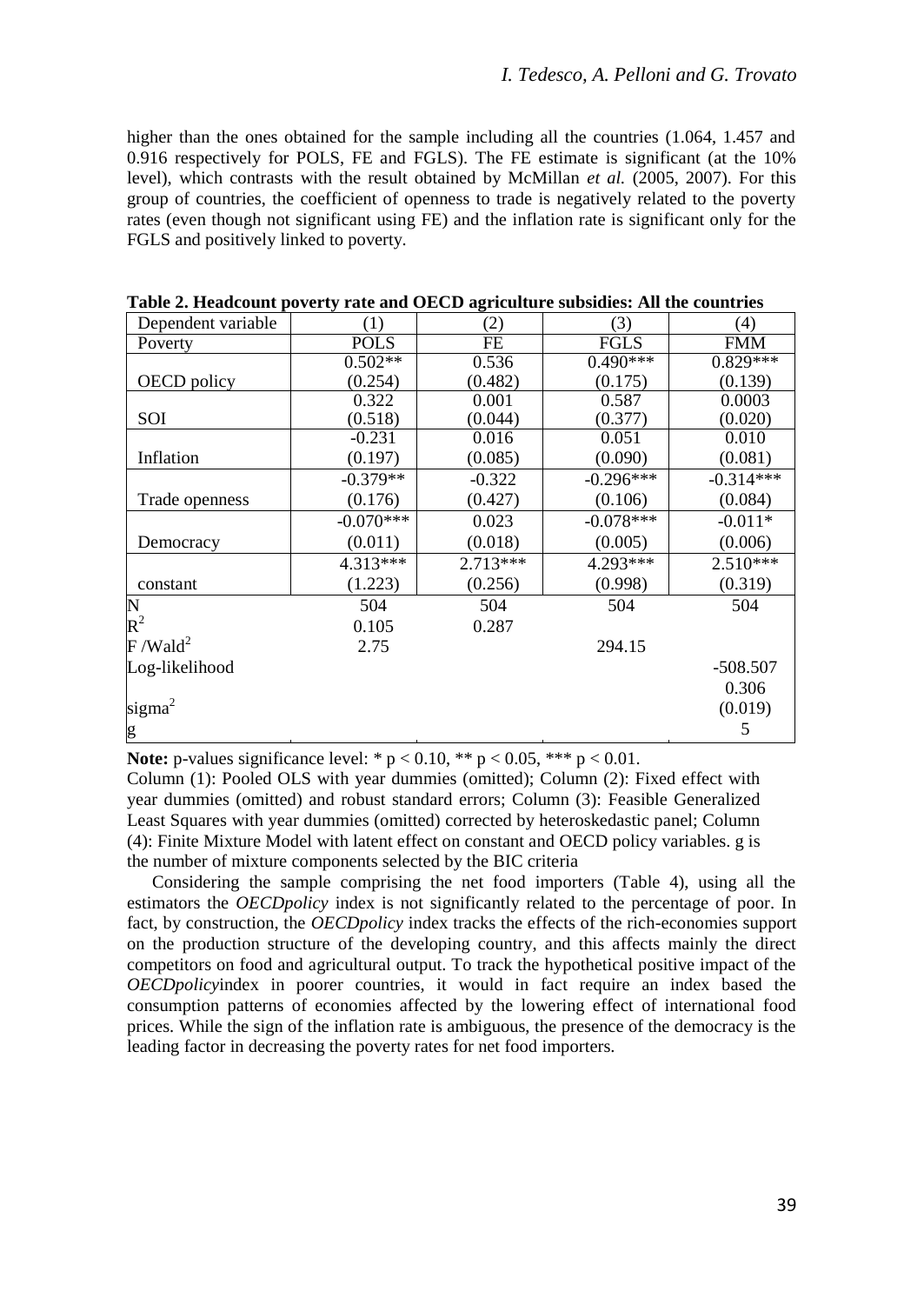higher than the ones obtained for the sample including all the countries (1.064, 1.457 and 0.916 respectively for POLS, FE and FGLS). The FE estimate is significant (at the 10% level), which contrasts with the result obtained by McMillan *et al.* (2005, 2007). For this group of countries, the coefficient of openness to trade is negatively related to the poverty rates (even though not significant using FE) and the inflation rate is significant only for the FGLS and positively linked to poverty.

**Table 2. Headcount poverty rate and OECD agriculture subsidies: All the countries**

| Dependent variable | (1) | (2) | (3) | (4) |
|---|---|---|---|---|
| Poverty | POLS | FE | FGLS | FMM |
| | 0.502** | 0.536 | 0.490*** | 0.829*** |
| OECD policy | (0.254) | (0.482) | (0.175) | (0.139) |
| | 0.322 | 0.001 | 0.587 | 0.0003 |
| SOI | (0.518) | (0.044) | (0.377) | (0.020) |
| | -0.231 | 0.016 | 0.051 | 0.010 |
| Inflation | (0.197) | (0.085) | (0.090) | (0.081) |
| | -0.379** | -0.322 | -0.296*** | -0.314*** |
| Trade openness | (0.176) | (0.427) | (0.106) | (0.084) |
| | -0.070*** | 0.023 | -0.078*** | -0.011* |
| Democracy | (0.011) | (0.018) | (0.005) | (0.006) |
| | 4.313*** | 2.713*** | 4.293*** | 2.510*** |
| constant | (1.223) | (0.256) | (0.998) | (0.319) |
| N | 504 | 504 | 504 | 504 |
| $R^2$ | 0.105 | 0.287 | | |
| F /Wald$^2$ | 2.75 | | 294.15 | |
| Log-likelihood | | | | -508.507 |
| | | | | 0.306 |
| sigma$^2$ | | | | (0.019) |
| g | | | | 5 |

**Note:** p-values significance level: * $p < 0.10$, ** $p < 0.05$, *** $p < 0.01$.
Column (1): Pooled OLS with year dummies (omitted); Column (2): Fixed effect with year dummies (omitted) and robust standard errors; Column (3): Feasible Generalized Least Squares with year dummies (omitted) corrected by heteroskedastic panel; Column (4): Finite Mixture Model with latent effect on constant and OECD policy variables. g is the number of mixture components selected by the BIC criteria

Considering the sample comprising the net food importers (Table 4), using all the estimators the *OECDpolicy* index is not significantly related to the percentage of poor. In fact, by construction, the *OECDpolicy* index tracks the effects of the rich-economies support on the production structure of the developing country, and this affects mainly the direct competitors on food and agricultural output. To track the hypothetical positive impact of the *OECDpolicy*index in poorer countries, it would in fact require an index based the consumption patterns of economies affected by the lowering effect of international food prices. While the sign of the inflation rate is ambiguous, the presence of the democracy is the leading factor in decreasing the poverty rates for net food importers.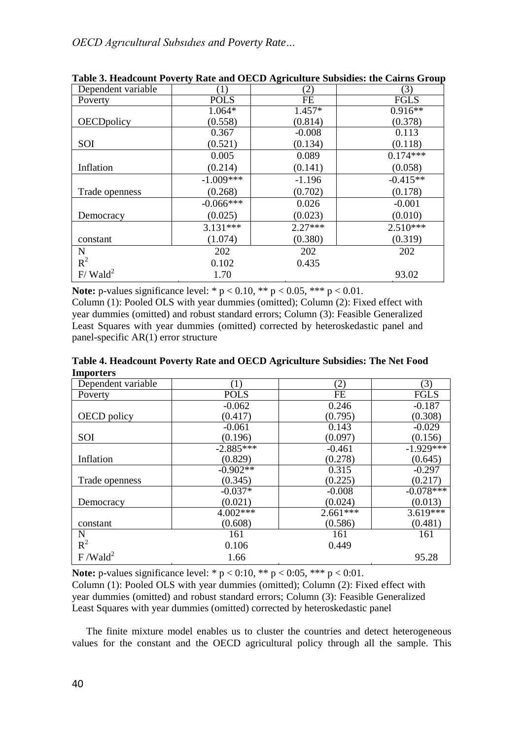**Table 3. Headcount Poverty Rate and OECD Agriculture Subsidies: the Cairns Group**

| Dependent variable | (1) | (2) | (3) |
|---|---|---|---|
| Poverty | POLS | FE | FGLS |
| OECDpolicy | 1.064* | 1.457* | 0.916** |
| | (0.558) | (0.814) | (0.378) |
| SOI | 0.367 | -0.008 | 0.113 |
| | (0.521) | (0.134) | (0.118) |
| Inflation | 0.005 | 0.089 | 0.174*** |
| | (0.214) | (0.141) | (0.058) |
| Trade openness | -1.009*** | -1.196 | -0.415** |
| | (0.268) | (0.702) | (0.178) |
| Democracy | -0.066*** | 0.026 | -0.001 |
| | (0.025) | (0.023) | (0.010) |
| constant | 3.131*** | 2.27*** | 2.510*** |
| | (1.074) | (0.380) | (0.319) |
| N | 202 | 202 | 202 |
| $R^2$ | 0.102 | 0.435 | |
| F/ $Wald^2$ | 1.70 | | 93.02 |

**Note:** p-values significance level: * $p < 0.10$, ** $p < 0.05$, *** $p < 0.01$.
Column (1): Pooled OLS with year dummies (omitted); Column (2): Fixed effect with year dummies (omitted) and robust standard errors; Column (3): Feasible Generalized Least Squares with year dummies (omitted) corrected by heteroskedastic panel and panel-specific AR(1) error structure

**Table 4. Headcount Poverty Rate and OECD Agriculture Subsidies: The Net Food Importers**

| Dependent variable | (1) | (2) | (3) |
|---|---|---|---|
| Poverty | POLS | FE | FGLS |
| OECD policy | -0.062 | 0.246 | -0.187 |
| | (0.417) | (0.795) | (0.308) |
| SOI | -0.061 | 0.143 | -0.029 |
| | (0.196) | (0.097) | (0.156) |
| Inflation | -2.885*** | -0.461 | -1.929*** |
| | (0.829) | (0.278) | (0.645) |
| Trade openness | -0.902** | 0.315 | -0.297 |
| | (0.345) | (0.225) | (0.217) |
| Democracy | -0.037* | -0.008 | -0.078*** |
| | (0.021) | (0.024) | (0.013) |
| constant | 4.002*** | 2.661*** | 3.619*** |
| | (0.608) | (0.586) | (0.481) |
| N | 161 | 161 | 161 |
| $R^2$ | 0.106 | 0.449 | |
| F /$Wald^2$ | 1.66 | | 95.28 |

**Note:** p-values significance level: * p < 0:10, ** p < 0:05, *** p < 0:01.
Column (1): Pooled OLS with year dummies (omitted); Column (2): Fixed effect with year dummies (omitted) and robust standard errors; Column (3): Feasible Generalized Least Squares with year dummies (omitted) corrected by heteroskedastic panel

The finite mixture model enables us to cluster the countries and detect heterogeneous values for the constant and the OECD agricultural policy through all the sample. This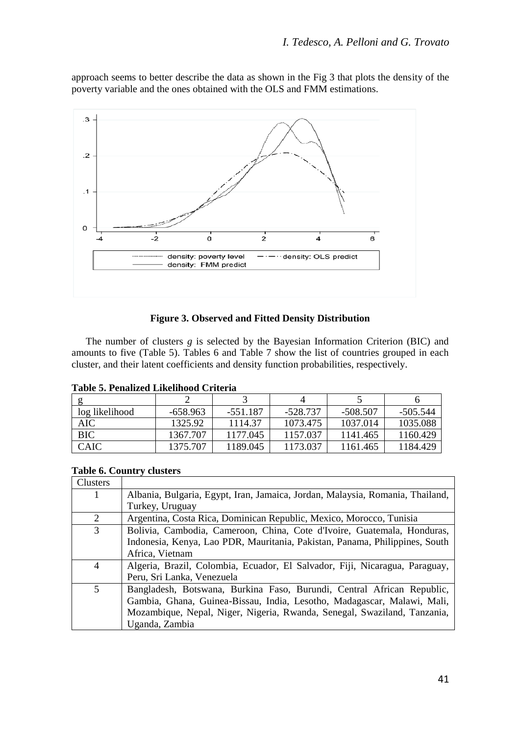approach seems to better describe the data as shown in the Fig 3 that plots the density of the poverty variable and the ones obtained with the OLS and FMM estimations.

**Figure 3. Observed and Fitted Density Distribution**

The number of clusters *g* is selected by the Bayesian Information Criterion (BIC) and amounts to five (Table 5). Tables 6 and Table 7 show the list of countries grouped in each cluster, and their latent coefficients and density function probabilities, respectively.

**Table 5. Penalized Likelihood Criteria**

| g | 2 | 3 | 4 | 5 | 6 |
|---|---|---|---|---|---|
| log likelihood | -658.963 | -551.187 | -528.737 | -508.507 | -505.544 |
| AIC | 1325.92 | 1114.37 | 1073.475 | 1037.014 | 1035.088 |
| BIC | 1367.707 | 1177.045 | 1157.037 | 1141.465 | 1160.429 |
| CAIC | 1375.707 | 1189.045 | 1173.037 | 1161.465 | 1184.429 |

**Table 6. Country clusters**

| Clusters | |
|---|---|
| 1 | Albania, Bulgaria, Egypt, Iran, Jamaica, Jordan, Malaysia, Romania, Thailand, Turkey, Uruguay |
| 2 | Argentina, Costa Rica, Dominican Republic, Mexico, Morocco, Tunisia |
| 3 | Bolivia, Cambodia, Cameroon, China, Cote d'Ivoire, Guatemala, Honduras, Indonesia, Kenya, Lao PDR, Mauritania, Pakistan, Panama, Philippines, South Africa, Vietnam |
| 4 | Algeria, Brazil, Colombia, Ecuador, El Salvador, Fiji, Nicaragua, Paraguay, Peru, Sri Lanka, Venezuela |
| 5 | Bangladesh, Botswana, Burkina Faso, Burundi, Central African Republic, Gambia, Ghana, Guinea-Bissau, India, Lesotho, Madagascar, Malawi, Mali, Mozambique, Nepal, Niger, Nigeria, Rwanda, Senegal, Swaziland, Tanzania, Uganda, Zambia |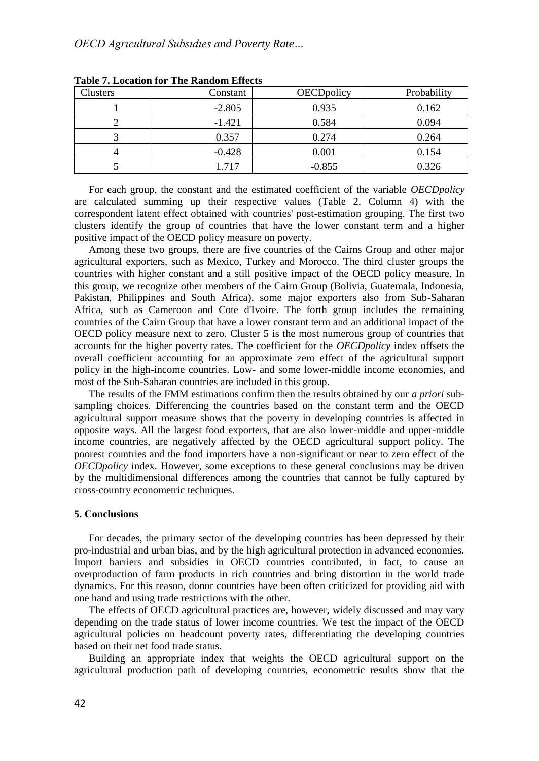**Table 7. Location for The Random Effects**

| Clusters | Constant | OECDpolicy | Probability |
|---|---|---|---|
| 1 | -2.805 | 0.935 | 0.162 |
| 2 | -1.421 | 0.584 | 0.094 |
| 3 | 0.357 | 0.274 | 0.264 |
| 4 | -0.428 | 0.001 | 0.154 |
| 5 | 1.717 | -0.855 | 0.326 |

For each group, the constant and the estimated coefficient of the variable *OECDpolicy* are calculated summing up their respective values (Table 2, Column 4) with the correspondent latent effect obtained with countries' post-estimation grouping. The first two clusters identify the group of countries that have the lower constant term and a higher positive impact of the OECD policy measure on poverty.

Among these two groups, there are five countries of the Cairns Group and other major agricultural exporters, such as Mexico, Turkey and Morocco. The third cluster groups the countries with higher constant and a still positive impact of the OECD policy measure. In this group, we recognize other members of the Cairn Group (Bolivia, Guatemala, Indonesia, Pakistan, Philippines and South Africa), some major exporters also from Sub-Saharan Africa, such as Cameroon and Cote d'Ivoire. The forth group includes the remaining countries of the Cairn Group that have a lower constant term and an additional impact of the OECD policy measure next to zero. Cluster 5 is the most numerous group of countries that accounts for the higher poverty rates. The coefficient for the *OECDpolicy* index offsets the overall coefficient accounting for an approximate zero effect of the agricultural support policy in the high-income countries. Low- and some lower-middle income economies, and most of the Sub-Saharan countries are included in this group.

The results of the FMM estimations confirm then the results obtained by our *a priori* sub-sampling choices. Differencing the countries based on the constant term and the OECD agricultural support measure shows that the poverty in developing countries is affected in opposite ways. All the largest food exporters, that are also lower-middle and upper-middle income countries, are negatively affected by the OECD agricultural support policy. The poorest countries and the food importers have a non-significant or near to zero effect of the *OECDpolicy* index. However, some exceptions to these general conclusions may be driven by the multidimensional differences among the countries that cannot be fully captured by cross-country econometric techniques.

## 5. Conclusions

For decades, the primary sector of the developing countries has been depressed by their pro-industrial and urban bias, and by the high agricultural protection in advanced economies. Import barriers and subsidies in OECD countries contributed, in fact, to cause an overproduction of farm products in rich countries and bring distortion in the world trade dynamics. For this reason, donor countries have been often criticized for providing aid with one hand and using trade restrictions with the other.

The effects of OECD agricultural practices are, however, widely discussed and may vary depending on the trade status of lower income countries. We test the impact of the OECD agricultural policies on headcount poverty rates, differentiating the developing countries based on their net food trade status.

Building an appropriate index that weights the OECD agricultural support on the agricultural production path of developing countries, econometric results show that the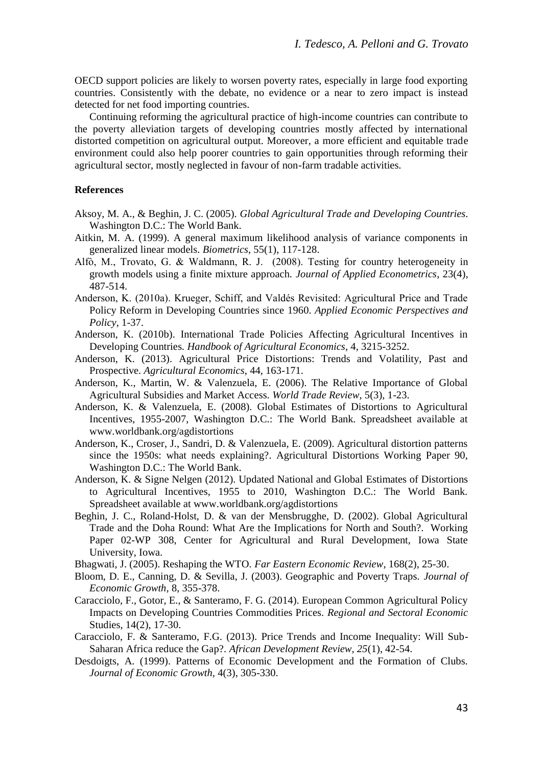OECD support policies are likely to worsen poverty rates, especially in large food exporting countries. Consistently with the debate, no evidence or a near to zero impact is instead detected for net food importing countries.

Continuing reforming the agricultural practice of high-income countries can contribute to the poverty alleviation targets of developing countries mostly affected by international distorted competition on agricultural output. Moreover, a more efficient and equitable trade environment could also help poorer countries to gain opportunities through reforming their agricultural sector, mostly neglected in favour of non-farm tradable activities.

**References**

Aksoy, M. A., & Beghin, J. C. (2005). *Global Agricultural Trade and Developing Countries*. Washington D.C.: The World Bank.

Aitkin, M. A. (1999). A general maximum likelihood analysis of variance components in generalized linear models. *Biometrics*, 55(1), 117-128.

Alfò, M., Trovato, G. & Waldmann, R. J. (2008). Testing for country heterogeneity in growth models using a finite mixture approach. *Journal of Applied Econometrics*, 23(4), 487-514.

Anderson, K. (2010a). Krueger, Schiff, and Valdés Revisited: Agricultural Price and Trade Policy Reform in Developing Countries since 1960. *Applied Economic Perspectives and Policy*, 1-37.

Anderson, K. (2010b). International Trade Policies Affecting Agricultural Incentives in Developing Countries. *Handbook of Agricultural Economics*, 4, 3215-3252.

Anderson, K. (2013). Agricultural Price Distortions: Trends and Volatility, Past and Prospective. *Agricultural Economics*, 44, 163-171.

Anderson, K., Martin, W. & Valenzuela, E. (2006). The Relative Importance of Global Agricultural Subsidies and Market Access. *World Trade Review*, 5(3), 1-23.

Anderson, K. & Valenzuela, E. (2008). Global Estimates of Distortions to Agricultural Incentives, 1955-2007, Washington D.C.: The World Bank. Spreadsheet available at www.worldbank.org/agdistortions

Anderson, K., Croser, J., Sandri, D. & Valenzuela, E. (2009). Agricultural distortion patterns since the 1950s: what needs explaining?. Agricultural Distortions Working Paper 90, Washington D.C.: The World Bank.

Anderson, K. & Signe Nelgen (2012). Updated National and Global Estimates of Distortions to Agricultural Incentives, 1955 to 2010, Washington D.C.: The World Bank. Spreadsheet available at www.worldbank.org/agdistortions

Beghin, J. C., Roland-Holst, D. & van der Mensbrugghe, D. (2002). Global Agricultural Trade and the Doha Round: What Are the Implications for North and South?. Working Paper 02-WP 308, Center for Agricultural and Rural Development, Iowa State University, Iowa.

Bhagwati, J. (2005). Reshaping the WTO. *Far Eastern Economic Review*, 168(2), 25-30.

Bloom, D. E., Canning, D. & Sevilla, J. (2003). Geographic and Poverty Traps. *Journal of Economic Growth*, 8, 355-378.

Caracciolo, F., Gotor, E., & Santeramo, F. G. (2014). European Common Agricultural Policy Impacts on Developing Countries Commodities Prices. *Regional and Sectoral Economic* Studies, 14(2), 17-30.

Caracciolo, F. & Santeramo, F.G. (2013). Price Trends and Income Inequality: Will Sub-Saharan Africa reduce the Gap?. *African Development Review*, *25*(1), 42-54.

Desdoigts, A. (1999). Patterns of Economic Development and the Formation of Clubs. *Journal of Economic Growth*, 4(3), 305-330.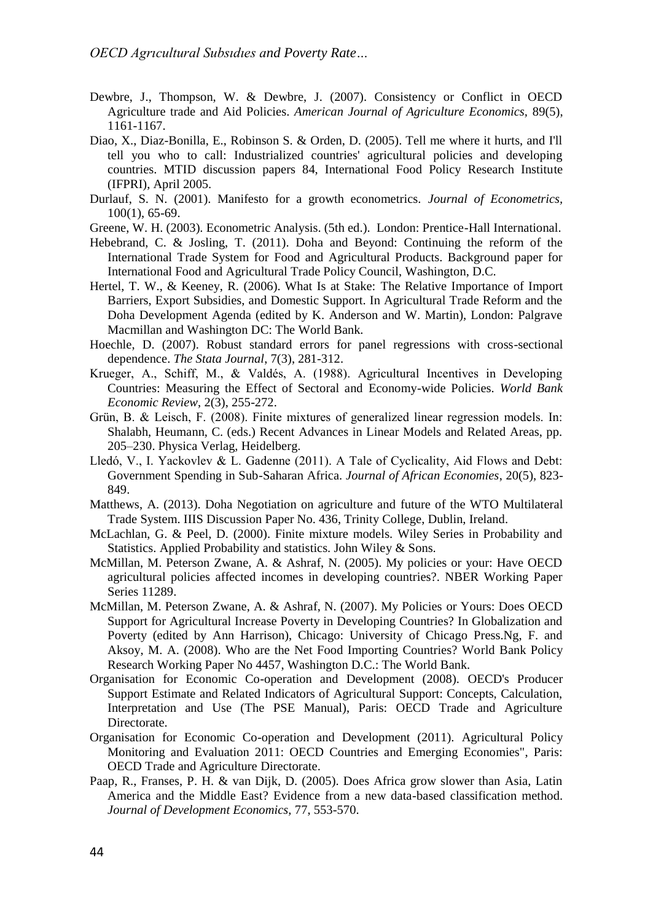Dewbre, J., Thompson, W. & Dewbre, J. (2007). Consistency or Conflict in OECD Agriculture trade and Aid Policies. *American Journal of Agriculture Economics*, 89(5), 1161-1167.

Diao, X., Diaz-Bonilla, E., Robinson S. & Orden, D. (2005). Tell me where it hurts, and I'll tell you who to call: Industrialized countries' agricultural policies and developing countries. MTID discussion papers 84, International Food Policy Research Institute (IFPRI), April 2005.

Durlauf, S. N. (2001). Manifesto for a growth econometrics. *Journal of Econometrics*, 100(1), 65-69.

Greene, W. H. (2003). Econometric Analysis. (5th ed.). London: Prentice-Hall International.

Hebebrand, C. & Josling, T. (2011). Doha and Beyond: Continuing the reform of the International Trade System for Food and Agricultural Products. Background paper for International Food and Agricultural Trade Policy Council, Washington, D.C.

Hertel, T. W., & Keeney, R. (2006). What Is at Stake: The Relative Importance of Import Barriers, Export Subsidies, and Domestic Support. In Agricultural Trade Reform and the Doha Development Agenda (edited by K. Anderson and W. Martin), London: Palgrave Macmillan and Washington DC: The World Bank.

Hoechle, D. (2007). Robust standard errors for panel regressions with cross-sectional dependence. *The Stata Journal*, 7(3), 281-312.

Krueger, A., Schiff, M., & Valdés, A. (1988). Agricultural Incentives in Developing Countries: Measuring the Effect of Sectoral and Economy-wide Policies. *World Bank Economic Review*, 2(3), 255-272.

Grün, B. & Leisch, F. (2008). Finite mixtures of generalized linear regression models. In: Shalabh, Heumann, C. (eds.) Recent Advances in Linear Models and Related Areas, pp. 205–230. Physica Verlag, Heidelberg.

Lledó, V., I. Yackovlev & L. Gadenne (2011). A Tale of Cyclicality, Aid Flows and Debt: Government Spending in Sub-Saharan Africa. *Journal of African Economies*, 20(5), 823-849.

Matthews, A. (2013). Doha Negotiation on agriculture and future of the WTO Multilateral Trade System. IIIS Discussion Paper No. 436, Trinity College, Dublin, Ireland.

McLachlan, G. & Peel, D. (2000). Finite mixture models. Wiley Series in Probability and Statistics. Applied Probability and statistics. John Wiley & Sons.

McMillan, M. Peterson Zwane, A. & Ashraf, N. (2005). My policies or your: Have OECD agricultural policies affected incomes in developing countries?. NBER Working Paper Series 11289.

McMillan, M. Peterson Zwane, A. & Ashraf, N. (2007). My Policies or Yours: Does OECD Support for Agricultural Increase Poverty in Developing Countries? In Globalization and Poverty (edited by Ann Harrison), Chicago: University of Chicago Press.Ng, F. and Aksoy, M. A. (2008). Who are the Net Food Importing Countries? World Bank Policy Research Working Paper No 4457, Washington D.C.: The World Bank.

Organisation for Economic Co-operation and Development (2008). OECD's Producer Support Estimate and Related Indicators of Agricultural Support: Concepts, Calculation, Interpretation and Use (The PSE Manual), Paris: OECD Trade and Agriculture Directorate.

Organisation for Economic Co-operation and Development (2011). Agricultural Policy Monitoring and Evaluation 2011: OECD Countries and Emerging Economies", Paris: OECD Trade and Agriculture Directorate.

Paap, R., Franses, P. H. & van Dijk, D. (2005). Does Africa grow slower than Asia, Latin America and the Middle East? Evidence from a new data-based classification method. *Journal of Development Economics*, 77, 553-570.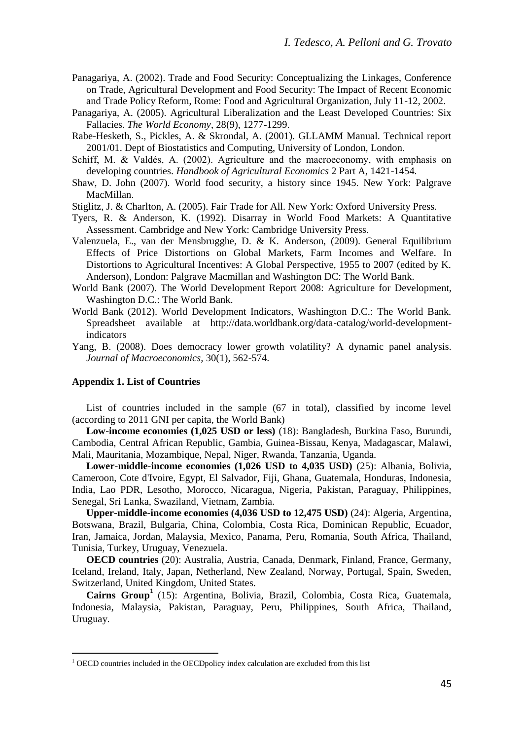Panagariya, A. (2002). Trade and Food Security: Conceptualizing the Linkages, Conference on Trade, Agricultural Development and Food Security: The Impact of Recent Economic and Trade Policy Reform, Rome: Food and Agricultural Organization, July 11-12, 2002.

Panagariya, A. (2005). Agricultural Liberalization and the Least Developed Countries: Six Fallacies. *The World Economy*, 28(9), 1277-1299.

Rabe-Hesketh, S., Pickles, A. & Skrondal, A. (2001). GLLAMM Manual. Technical report 2001/01. Dept of Biostatistics and Computing, University of London, London.

Schiff, M. & Valdés, A. (2002). Agriculture and the macroeconomy, with emphasis on developing countries. *Handbook of Agricultural Economics* 2 Part A, 1421-1454.

Shaw, D. John (2007). World food security, a history since 1945. New York: Palgrave MacMillan.

Stiglitz, J. & Charlton, A. (2005). Fair Trade for All. New York: Oxford University Press.

Tyers, R. & Anderson, K. (1992). Disarray in World Food Markets: A Quantitative Assessment. Cambridge and New York: Cambridge University Press.

Valenzuela, E., van der Mensbrugghe, D. & K. Anderson, (2009). General Equilibrium Effects of Price Distortions on Global Markets, Farm Incomes and Welfare. In Distortions to Agricultural Incentives: A Global Perspective, 1955 to 2007 (edited by K. Anderson), London: Palgrave Macmillan and Washington DC: The World Bank.

World Bank (2007). The World Development Report 2008: Agriculture for Development, Washington D.C.: The World Bank.

World Bank (2012). World Development Indicators, Washington D.C.: The World Bank. Spreadsheet available at http://data.worldbank.org/data-catalog/world-development-indicators

Yang, B. (2008). Does democracy lower growth volatility? A dynamic panel analysis. *Journal of Macroeconomics,* 30(1), 562-574.

#### Appendix 1. List of Countries

List of countries included in the sample (67 in total), classified by income level (according to 2011 GNI per capita, the World Bank)

**Low-income economies (1,025 USD or less)** (18): Bangladesh, Burkina Faso, Burundi, Cambodia, Central African Republic, Gambia, Guinea-Bissau, Kenya, Madagascar, Malawi, Mali, Mauritania, Mozambique, Nepal, Niger, Rwanda, Tanzania, Uganda.

**Lower-middle-income economies (1,026 USD to 4,035 USD)** (25): Albania, Bolivia, Cameroon, Cote d'Ivoire, Egypt, El Salvador, Fiji, Ghana, Guatemala, Honduras, Indonesia, India, Lao PDR, Lesotho, Morocco, Nicaragua, Nigeria, Pakistan, Paraguay, Philippines, Senegal, Sri Lanka, Swaziland, Vietnam, Zambia.

**Upper-middle-income economies (4,036 USD to 12,475 USD)** (24): Algeria, Argentina, Botswana, Brazil, Bulgaria, China, Colombia, Costa Rica, Dominican Republic, Ecuador, Iran, Jamaica, Jordan, Malaysia, Mexico, Panama, Peru, Romania, South Africa, Thailand, Tunisia, Turkey, Uruguay, Venezuela.

**OECD countries** (20): Australia, Austria, Canada, Denmark, Finland, France, Germany, Iceland, Ireland, Italy, Japan, Netherland, New Zealand, Norway, Portugal, Spain, Sweden, Switzerland, United Kingdom, United States.

**Cairns Group**[1] (15): Argentina, Bolivia, Brazil, Colombia, Costa Rica, Guatemala, Indonesia, Malaysia, Pakistan, Paraguay, Peru, Philippines, South Africa, Thailand, Uruguay.

[1] OECD countries included in the OECDpolicy index calculation are excluded from this list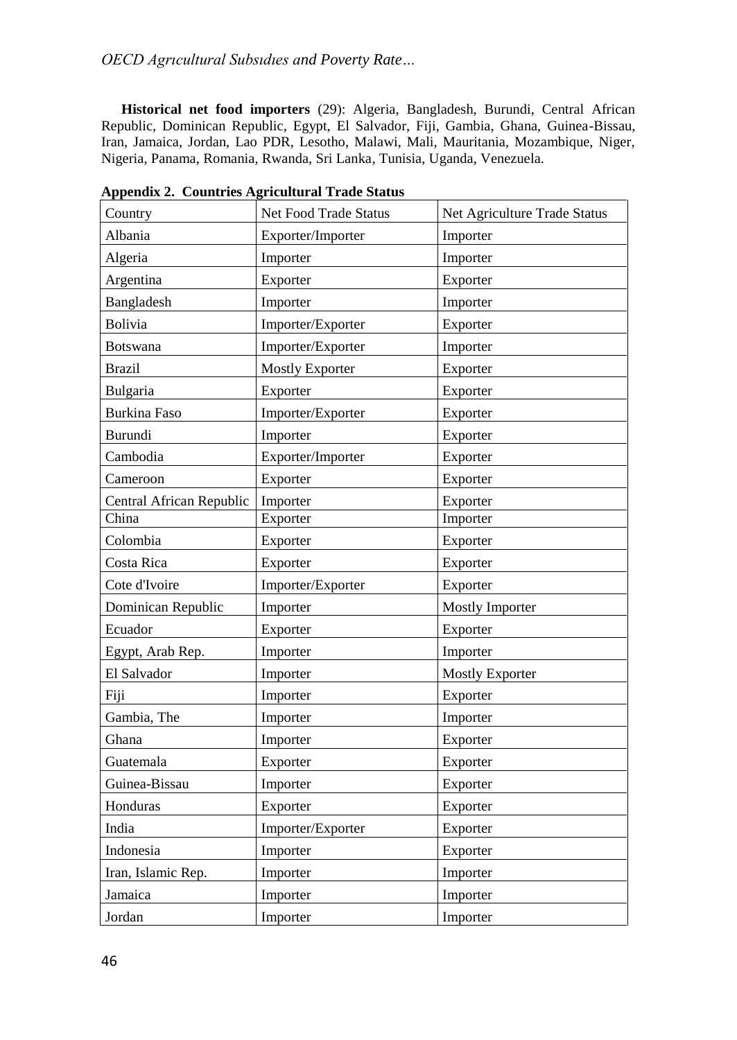**Historical net food importers** (29): Algeria, Bangladesh, Burundi, Central African Republic, Dominican Republic, Egypt, El Salvador, Fiji, Gambia, Ghana, Guinea-Bissau, Iran, Jamaica, Jordan, Lao PDR, Lesotho, Malawi, Mali, Mauritania, Mozambique, Niger, Nigeria, Panama, Romania, Rwanda, Sri Lanka, Tunisia, Uganda, Venezuela.

**Appendix 2. Countries Agricultural Trade Status**

| Country | Net Food Trade Status | Net Agriculture Trade Status |
|---|---|---|
| Albania | Exporter/Importer | Importer |
| Algeria | Importer | Importer |
| Argentina | Exporter | Exporter |
| Bangladesh | Importer | Importer |
| Bolivia | Importer/Exporter | Exporter |
| Botswana | Importer/Exporter | Importer |
| Brazil | Mostly Exporter | Exporter |
| Bulgaria | Exporter | Exporter |
| Burkina Faso | Importer/Exporter | Exporter |
| Burundi | Importer | Exporter |
| Cambodia | Exporter/Importer | Exporter |
| Cameroon | Exporter | Exporter |
| Central African Republic | Importer | Exporter |
| China | Exporter | Importer |
| Colombia | Exporter | Exporter |
| Costa Rica | Exporter | Exporter |
| Cote d'Ivoire | Importer/Exporter | Exporter |
| Dominican Republic | Importer | Mostly Importer |
| Ecuador | Exporter | Exporter |
| Egypt, Arab Rep. | Importer | Importer |
| El Salvador | Importer | Mostly Exporter |
| Fiji | Importer | Exporter |
| Gambia, The | Importer | Importer |
| Ghana | Importer | Exporter |
| Guatemala | Exporter | Exporter |
| Guinea-Bissau | Importer | Exporter |
| Honduras | Exporter | Exporter |
| India | Importer/Exporter | Exporter |
| Indonesia | Importer | Exporter |
| Iran, Islamic Rep. | Importer | Importer |
| Jamaica | Importer | Importer |
| Jordan | Importer | Importer |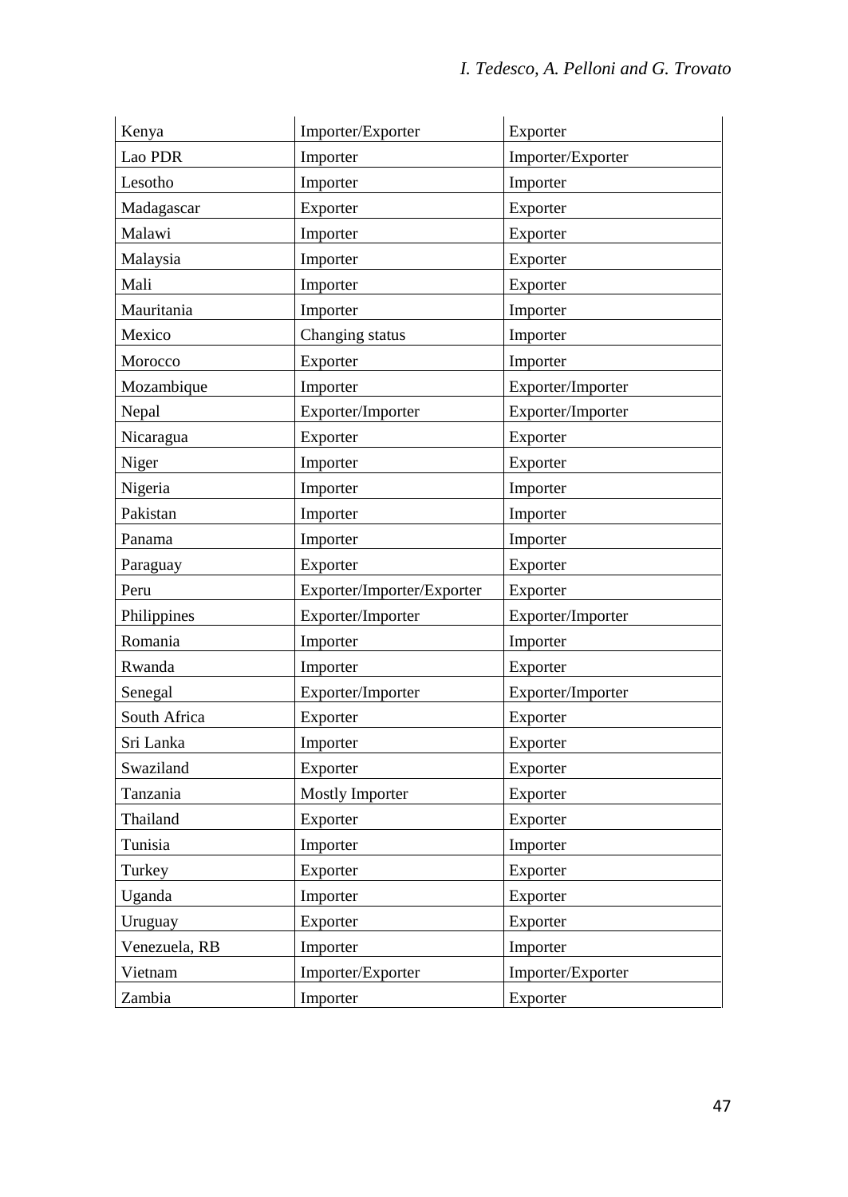| | | |
|---|---|---|
| Kenya | Importer/Exporter | Exporter |
| Lao PDR | Importer | Importer/Exporter |
| Lesotho | Importer | Importer |
| Madagascar | Exporter | Exporter |
| Malawi | Importer | Exporter |
| Malaysia | Importer | Exporter |
| Mali | Importer | Exporter |
| Mauritania | Importer | Importer |
| Mexico | Changing status | Importer |
| Morocco | Exporter | Importer |
| Mozambique | Importer | Exporter/Importer |
| Nepal | Exporter/Importer | Exporter/Importer |
| Nicaragua | Exporter | Exporter |
| Niger | Importer | Exporter |
| Nigeria | Importer | Importer |
| Pakistan | Importer | Importer |
| Panama | Importer | Importer |
| Paraguay | Exporter | Exporter |
| Peru | Exporter/Importer/Exporter | Exporter |
| Philippines | Exporter/Importer | Exporter/Importer |
| Romania | Importer | Importer |
| Rwanda | Importer | Exporter |
| Senegal | Exporter/Importer | Exporter/Importer |
| South Africa | Exporter | Exporter |
| Sri Lanka | Importer | Exporter |
| Swaziland | Exporter | Exporter |
| Tanzania | Mostly Importer | Exporter |
| Thailand | Exporter | Exporter |
| Tunisia | Importer | Importer |
| Turkey | Exporter | Exporter |
| Uganda | Importer | Exporter |
| Uruguay | Exporter | Exporter |
| Venezuela, RB | Importer | Importer |
| Vietnam | Importer/Exporter | Importer/Exporter |
| Zambia | Importer | Exporter |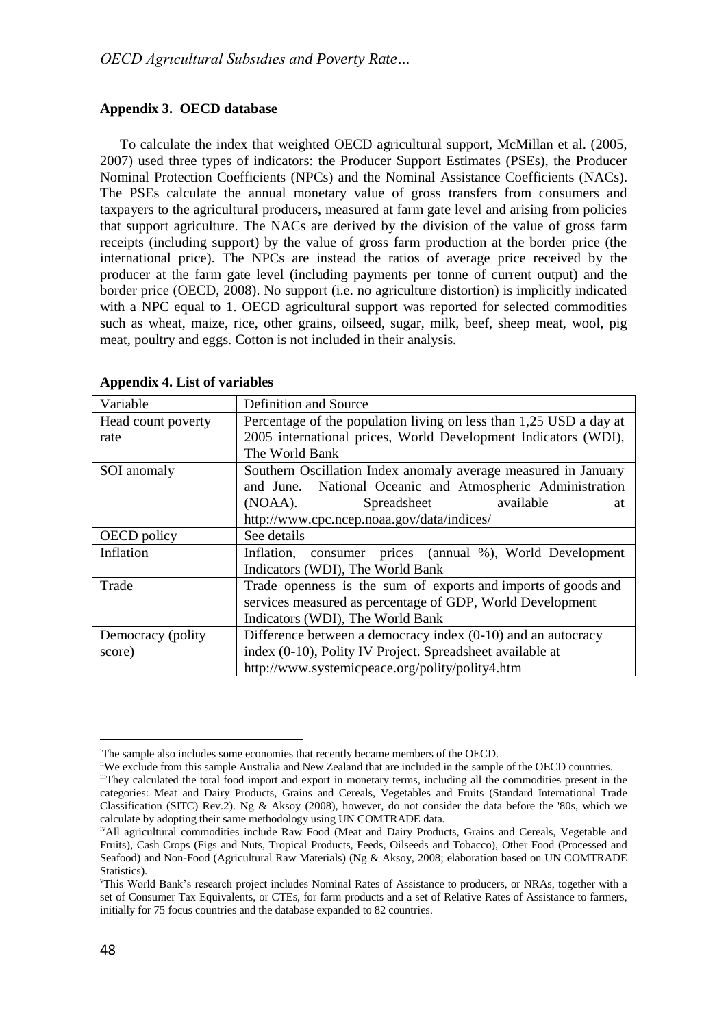**Appendix 3. OECD database**

To calculate the index that weighted OECD agricultural support, McMillan et al. (2005, 2007) used three types of indicators: the Producer Support Estimates (PSEs), the Producer Nominal Protection Coefficients (NPCs) and the Nominal Assistance Coefficients (NACs). The PSEs calculate the annual monetary value of gross transfers from consumers and taxpayers to the agricultural producers, measured at farm gate level and arising from policies that support agriculture. The NACs are derived by the division of the value of gross farm receipts (including support) by the value of gross farm production at the border price (the international price). The NPCs are instead the ratios of average price received by the producer at the farm gate level (including payments per tonne of current output) and the border price (OECD, 2008). No support (i.e. no agriculture distortion) is implicitly indicated with a NPC equal to 1. OECD agricultural support was reported for selected commodities such as wheat, maize, rice, other grains, oilseed, sugar, milk, beef, sheep meat, wool, pig meat, poultry and eggs. Cotton is not included in their analysis.

**Appendix 4. List of variables**

| Variable | Definition and Source |
|---|---|
| Head count poverty rate | Percentage of the population living on less than 1,25 USD a day at 2005 international prices, World Development Indicators (WDI), The World Bank |
| SOI anomaly | Southern Oscillation Index anomaly average measured in January and June. National Oceanic and Atmospheric Administration (NOAA). Spreadsheet available at http://www.cpc.ncep.noaa.gov/data/indices/ |
| OECD policy | See details |
| Inflation | Inflation, consumer prices (annual %), World Development Indicators (WDI), The World Bank |
| Trade | Trade openness is the sum of exports and imports of goods and services measured as percentage of GDP, World Development Indicators (WDI), The World Bank |
| Democracy (polity score) | Difference between a democracy index (0-10) and an autocracy index (0-10), Polity IV Project. Spreadsheet available at http://www.systemicpeace.org/polity/polity4.htm |

---

[i]The sample also includes some economies that recently became members of the OECD.

[ii]We exclude from this sample Australia and New Zealand that are included in the sample of the OECD countries.

[iii]They calculated the total food import and export in monetary terms, including all the commodities present in the categories: Meat and Dairy Products, Grains and Cereals, Vegetables and Fruits (Standard International Trade Classification (SITC) Rev.2). Ng & Aksoy (2008), however, do not consider the data before the '80s, which we calculate by adopting their same methodology using UN COMTRADE data.

[iv]All agricultural commodities include Raw Food (Meat and Dairy Products, Grains and Cereals, Vegetable and Fruits), Cash Crops (Figs and Nuts, Tropical Products, Feeds, Oilseeds and Tobacco), Other Food (Processed and Seafood) and Non-Food (Agricultural Raw Materials) (Ng & Aksoy, 2008; elaboration based on UN COMTRADE Statistics).

[v]This World Bank's research project includes Nominal Rates of Assistance to producers, or NRAs, together with a set of Consumer Tax Equivalents, or CTEs, for farm products and a set of Relative Rates of Assistance to farmers, initially for 75 focus countries and the database expanded to 82 countries.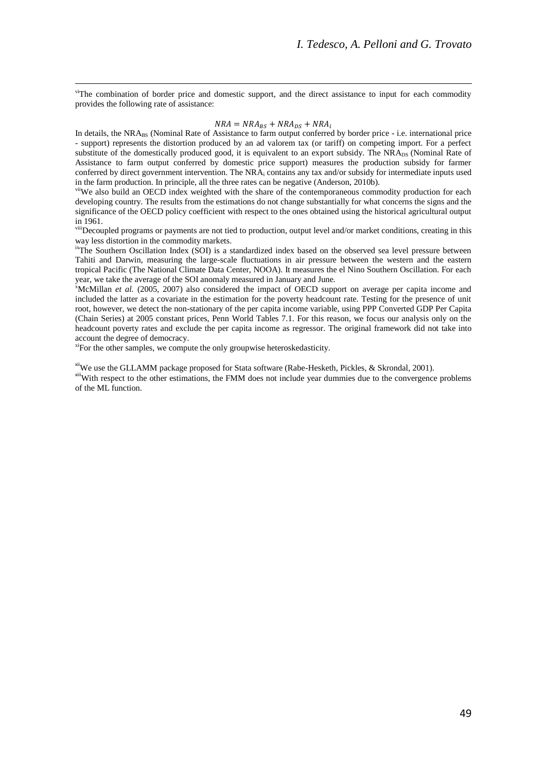[vi]The combination of border price and domestic support, and the direct assistance to input for each commodity provides the following rate of assistance:

$$NRA = NRA_{BS} + NRA_{DS} + NRA_{i}$$

In details, the $NRA_{BS}$ (Nominal Rate of Assistance to farm output conferred by border price - i.e. international price - support) represents the distortion produced by an ad valorem tax (or tariff) on competing import. For a perfect substitute of the domestically produced good, it is equivalent to an export subsidy. The $NRA_{DS}$ (Nominal Rate of Assistance to farm output conferred by domestic price support) measures the production subsidy for farmer conferred by direct government intervention. The $NRA_{i}$ contains any tax and/or subsidy for intermediate inputs used in the farm production. In principle, all the three rates can be negative (Anderson, 2010b).

[vii]We also build an OECD index weighted with the share of the contemporaneous commodity production for each developing country. The results from the estimations do not change substantially for what concerns the signs and the significance of the OECD policy coefficient with respect to the ones obtained using the historical agricultural output in 1961.

[viii]Decoupled programs or payments are not tied to production, output level and/or market conditions, creating in this way less distortion in the commodity markets.

[ix]The Southern Oscillation Index (SOI) is a standardized index based on the observed sea level pressure between Tahiti and Darwin, measuring the large-scale fluctuations in air pressure between the western and the eastern tropical Pacific (The National Climate Data Center, NOOA). It measures the el Nino Southern Oscillation. For each year, we take the average of the SOI anomaly measured in January and June.

[x]McMillan *et al.* (2005, 2007) also considered the impact of OECD support on average per capita income and included the latter as a covariate in the estimation for the poverty headcount rate. Testing for the presence of unit root, however, we detect the non-stationary of the per capita income variable, using PPP Converted GDP Per Capita (Chain Series) at 2005 constant prices, Penn World Tables 7.1. For this reason, we focus our analysis only on the headcount poverty rates and exclude the per capita income as regressor. The original framework did not take into account the degree of democracy.

[xi]For the other samples, we compute the only groupwise heteroskedasticity.

[xii]We use the GLLAMM package proposed for Stata software (Rabe-Hesketh, Pickles, & Skrondal, 2001).

[xiii]With respect to the other estimations, the FMM does not include year dummies due to the convergence problems of the ML function.